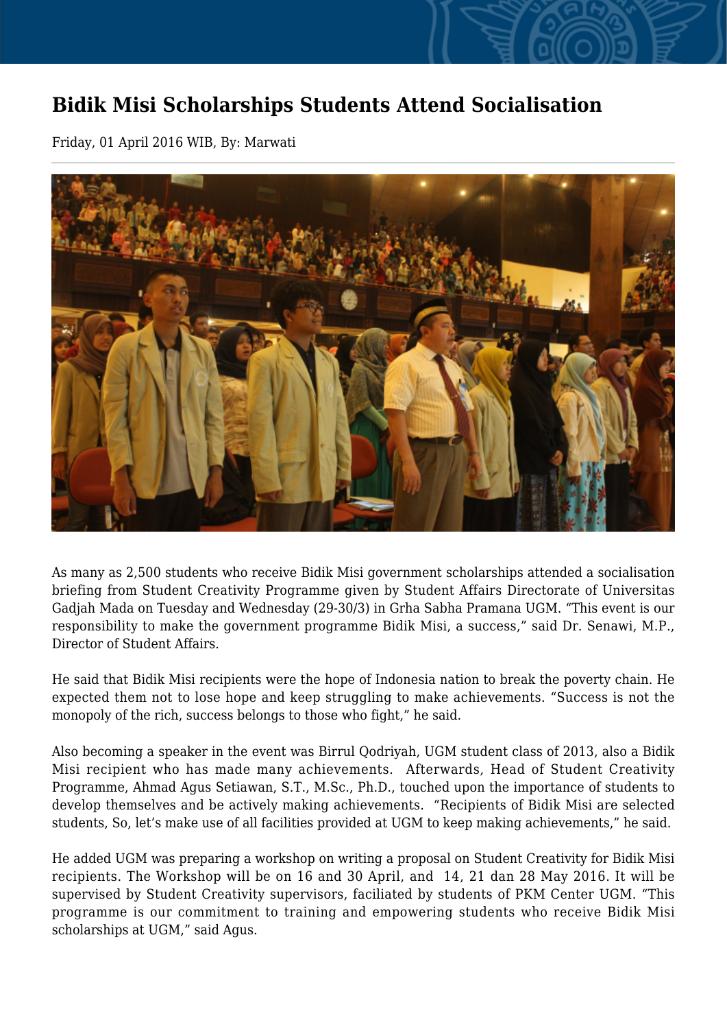# Bidik Misi Scholarships Students Attend Socialisation

Friday, 01 April 2016 WIB, By: Marwati

As many as 2,500 students who receive Bidik Misi government scholarships attended a socialisation briefing from Student Creativity Programme given by Student Affairs Directorate of Universitas Gadjah Mada on Tuesday and Wednesday (29-30/3) in Grha Sabha Pramana UGM. "This event is our responsibility to make the government programme Bidik Misi, a success," said Dr. Senawi, M.P., Director of Student Affairs.

He said that Bidik Misi recipients were the hope of Indonesia nation to break the poverty chain. He expected them not to lose hope and keep struggling to make achievements. "Success is not the monopoly of the rich, success belongs to those who fight," he said.

Also becoming a speaker in the event was Birrul Qodriyah, UGM student class of 2013, also a Bidik Misi recipient who has made many achievements. Afterwards, Head of Student Creativity Programme, Ahmad Agus Setiawan, S.T., M.Sc., Ph.D., touched upon the importance of students to develop themselves and be actively making achievements. "Recipients of Bidik Misi are selected students, So, let's make use of all facilities provided at UGM to keep making achievements," he said.

He added UGM was preparing a workshop on writing a proposal on Student Creativity for Bidik Misi recipients. The Workshop will be on 16 and 30 April, and 14, 21 dan 28 May 2016. It will be supervised by Student Creativity supervisors, faciliated by students of PKM Center UGM. "This programme is our commitment to training and empowering students who receive Bidik Misi scholarships at UGM," said Agus.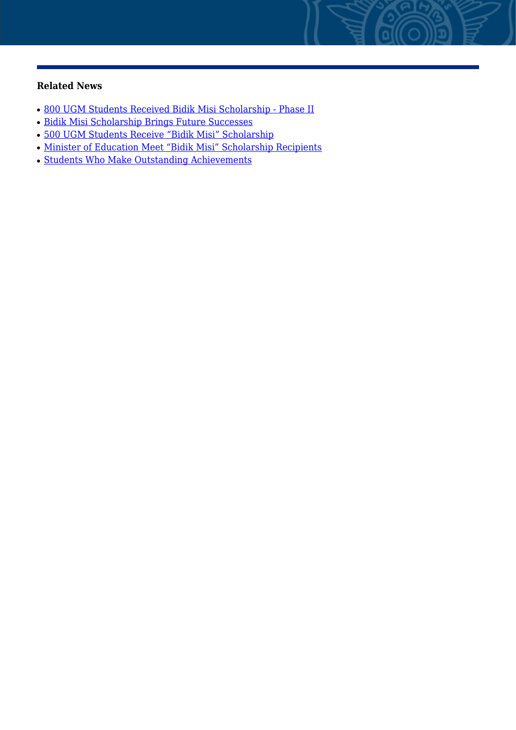### Related News

- [800 UGM Students Received Bidik Misi Scholarship - Phase II]
- [Bidik Misi Scholarship Brings Future Successes]
- [500 UGM Students Receive “Bidik Misi” Scholarship]
- [Minister of Education Meet “Bidik Misi” Scholarship Recipients]
- [Students Who Make Outstanding Achievements]